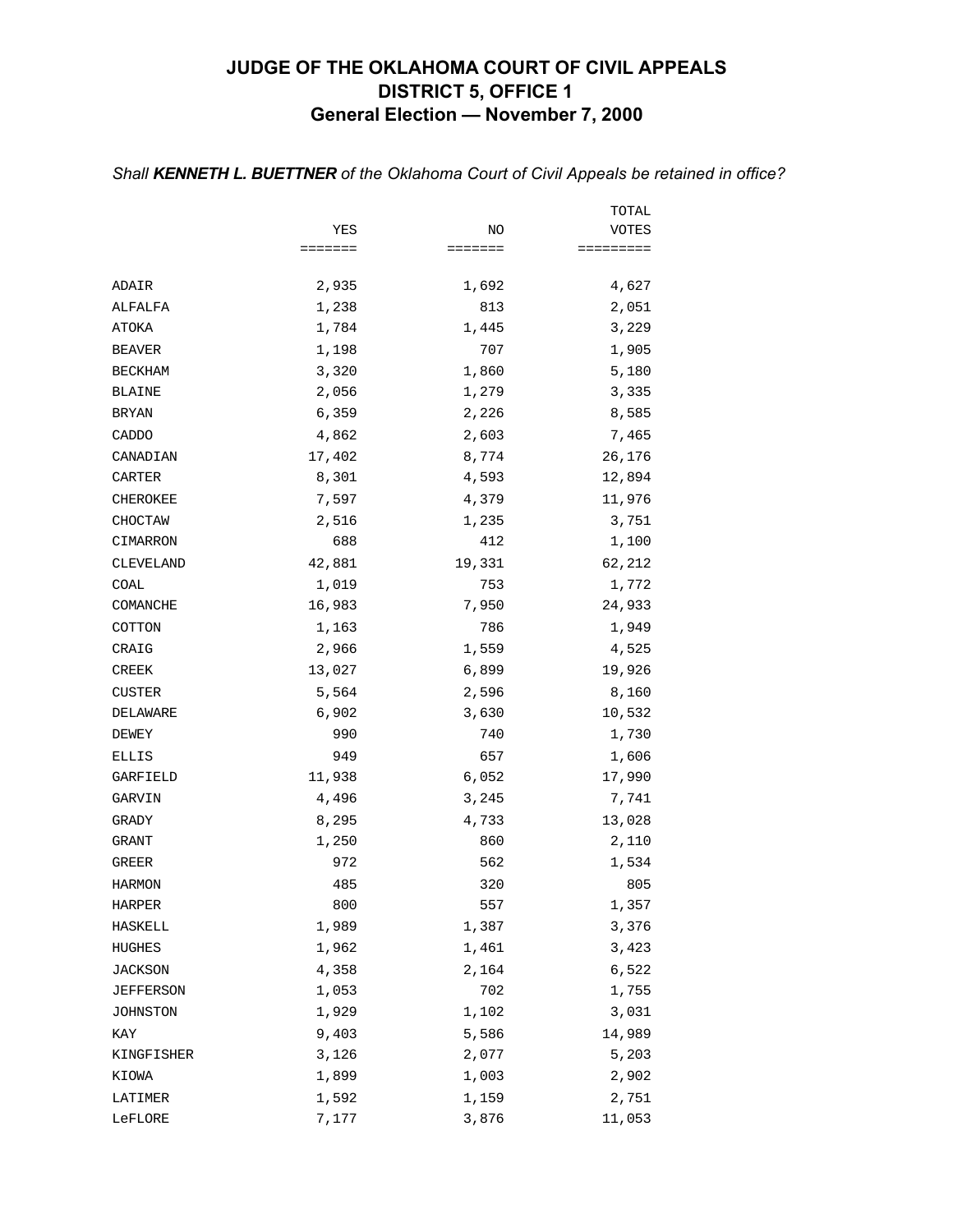# JUDGE OF THE OKLAHOMA COURT OF CIVIL APPEALS
## DISTRICT 5, OFFICE 1
### General Election — November 7, 2000

*Shall **KENNETH L. BUETTNER** of the Oklahoma Court of Civil Appeals be retained in office?*

| | YES | NO | TOTAL VOTES |
|---|---:|---:|---:|
| ADAIR | 2,935 | 1,692 | 4,627 |
| ALFALFA | 1,238 | 813 | 2,051 |
| ATOKA | 1,784 | 1,445 | 3,229 |
| BEAVER | 1,198 | 707 | 1,905 |
| BECKHAM | 3,320 | 1,860 | 5,180 |
| BLAINE | 2,056 | 1,279 | 3,335 |
| BRYAN | 6,359 | 2,226 | 8,585 |
| CADDO | 4,862 | 2,603 | 7,465 |
| CANADIAN | 17,402 | 8,774 | 26,176 |
| CARTER | 8,301 | 4,593 | 12,894 |
| CHEROKEE | 7,597 | 4,379 | 11,976 |
| CHOCTAW | 2,516 | 1,235 | 3,751 |
| CIMARRON | 688 | 412 | 1,100 |
| CLEVELAND | 42,881 | 19,331 | 62,212 |
| COAL | 1,019 | 753 | 1,772 |
| COMANCHE | 16,983 | 7,950 | 24,933 |
| COTTON | 1,163 | 786 | 1,949 |
| CRAIG | 2,966 | 1,559 | 4,525 |
| CREEK | 13,027 | 6,899 | 19,926 |
| CUSTER | 5,564 | 2,596 | 8,160 |
| DELAWARE | 6,902 | 3,630 | 10,532 |
| DEWEY | 990 | 740 | 1,730 |
| ELLIS | 949 | 657 | 1,606 |
| GARFIELD | 11,938 | 6,052 | 17,990 |
| GARVIN | 4,496 | 3,245 | 7,741 |
| GRADY | 8,295 | 4,733 | 13,028 |
| GRANT | 1,250 | 860 | 2,110 |
| GREER | 972 | 562 | 1,534 |
| HARMON | 485 | 320 | 805 |
| HARPER | 800 | 557 | 1,357 |
| HASKELL | 1,989 | 1,387 | 3,376 |
| HUGHES | 1,962 | 1,461 | 3,423 |
| JACKSON | 4,358 | 2,164 | 6,522 |
| JEFFERSON | 1,053 | 702 | 1,755 |
| JOHNSTON | 1,929 | 1,102 | 3,031 |
| KAY | 9,403 | 5,586 | 14,989 |
| KINGFISHER | 3,126 | 2,077 | 5,203 |
| KIOWA | 1,899 | 1,003 | 2,902 |
| LATIMER | 1,592 | 1,159 | 2,751 |
| LeFLORE | 7,177 | 3,876 | 11,053 |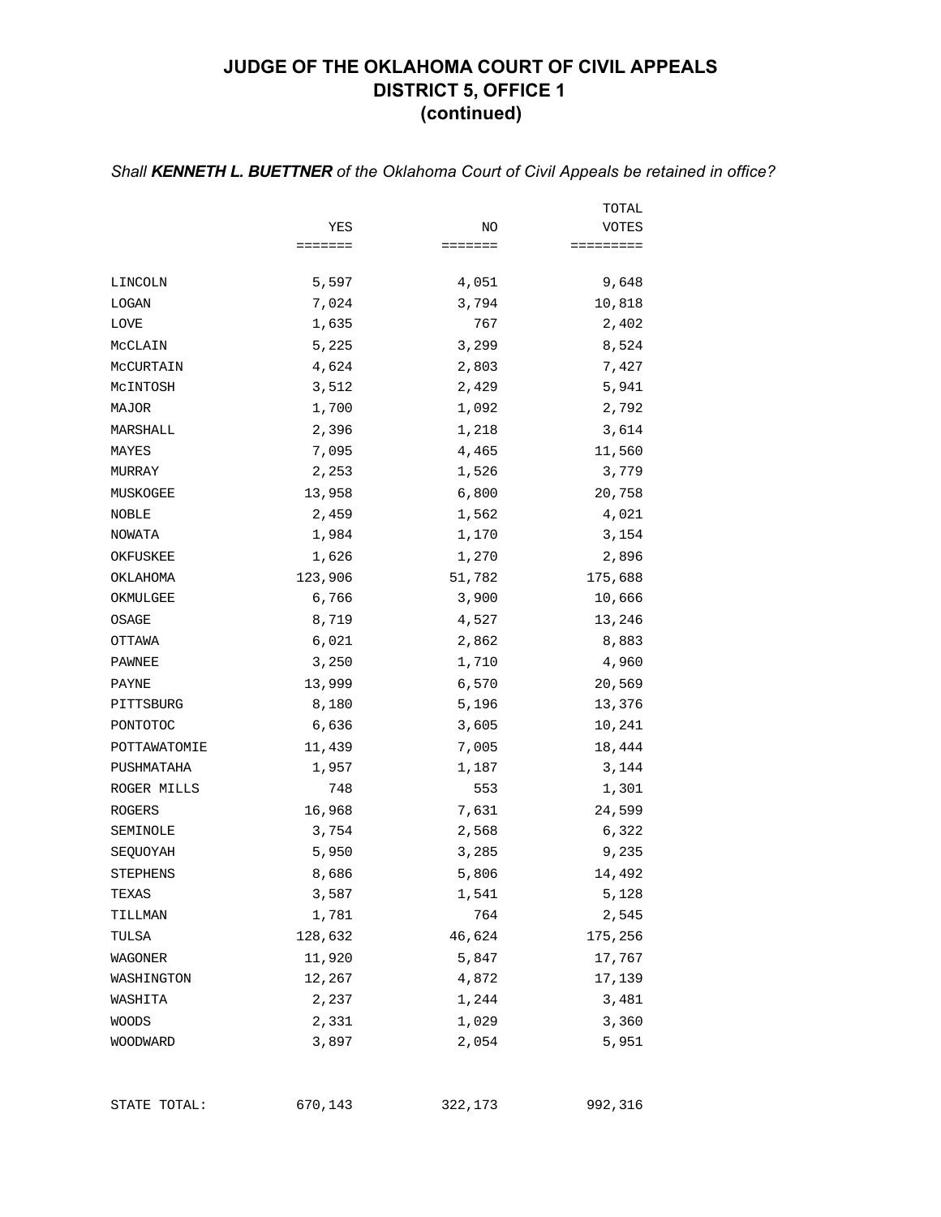# JUDGE OF THE OKLAHOMA COURT OF CIVIL APPEALS
## DISTRICT 5, OFFICE 1
## (continued)

*Shall **KENNETH L. BUETTNER** of the Oklahoma Court of Civil Appeals be retained in office?*

| | YES | NO | TOTAL VOTES |
|---|---|---|---|
| LINCOLN | 5,597 | 4,051 | 9,648 |
| LOGAN | 7,024 | 3,794 | 10,818 |
| LOVE | 1,635 | 767 | 2,402 |
| McCLAIN | 5,225 | 3,299 | 8,524 |
| McCURTAIN | 4,624 | 2,803 | 7,427 |
| McINTOSH | 3,512 | 2,429 | 5,941 |
| MAJOR | 1,700 | 1,092 | 2,792 |
| MARSHALL | 2,396 | 1,218 | 3,614 |
| MAYES | 7,095 | 4,465 | 11,560 |
| MURRAY | 2,253 | 1,526 | 3,779 |
| MUSKOGEE | 13,958 | 6,800 | 20,758 |
| NOBLE | 2,459 | 1,562 | 4,021 |
| NOWATA | 1,984 | 1,170 | 3,154 |
| OKFUSKEE | 1,626 | 1,270 | 2,896 |
| OKLAHOMA | 123,906 | 51,782 | 175,688 |
| OKMULGEE | 6,766 | 3,900 | 10,666 |
| OSAGE | 8,719 | 4,527 | 13,246 |
| OTTAWA | 6,021 | 2,862 | 8,883 |
| PAWNEE | 3,250 | 1,710 | 4,960 |
| PAYNE | 13,999 | 6,570 | 20,569 |
| PITTSBURG | 8,180 | 5,196 | 13,376 |
| PONTOTOC | 6,636 | 3,605 | 10,241 |
| POTTAWATOMIE | 11,439 | 7,005 | 18,444 |
| PUSHMATAHA | 1,957 | 1,187 | 3,144 |
| ROGER MILLS | 748 | 553 | 1,301 |
| ROGERS | 16,968 | 7,631 | 24,599 |
| SEMINOLE | 3,754 | 2,568 | 6,322 |
| SEQUOYAH | 5,950 | 3,285 | 9,235 |
| STEPHENS | 8,686 | 5,806 | 14,492 |
| TEXAS | 3,587 | 1,541 | 5,128 |
| TILLMAN | 1,781 | 764 | 2,545 |
| TULSA | 128,632 | 46,624 | 175,256 |
| WAGONER | 11,920 | 5,847 | 17,767 |
| WASHINGTON | 12,267 | 4,872 | 17,139 |
| WASHITA | 2,237 | 1,244 | 3,481 |
| WOODS | 2,331 | 1,029 | 3,360 |
| WOODWARD | 3,897 | 2,054 | 5,951 |
| STATE TOTAL: | 670,143 | 322,173 | 992,316 |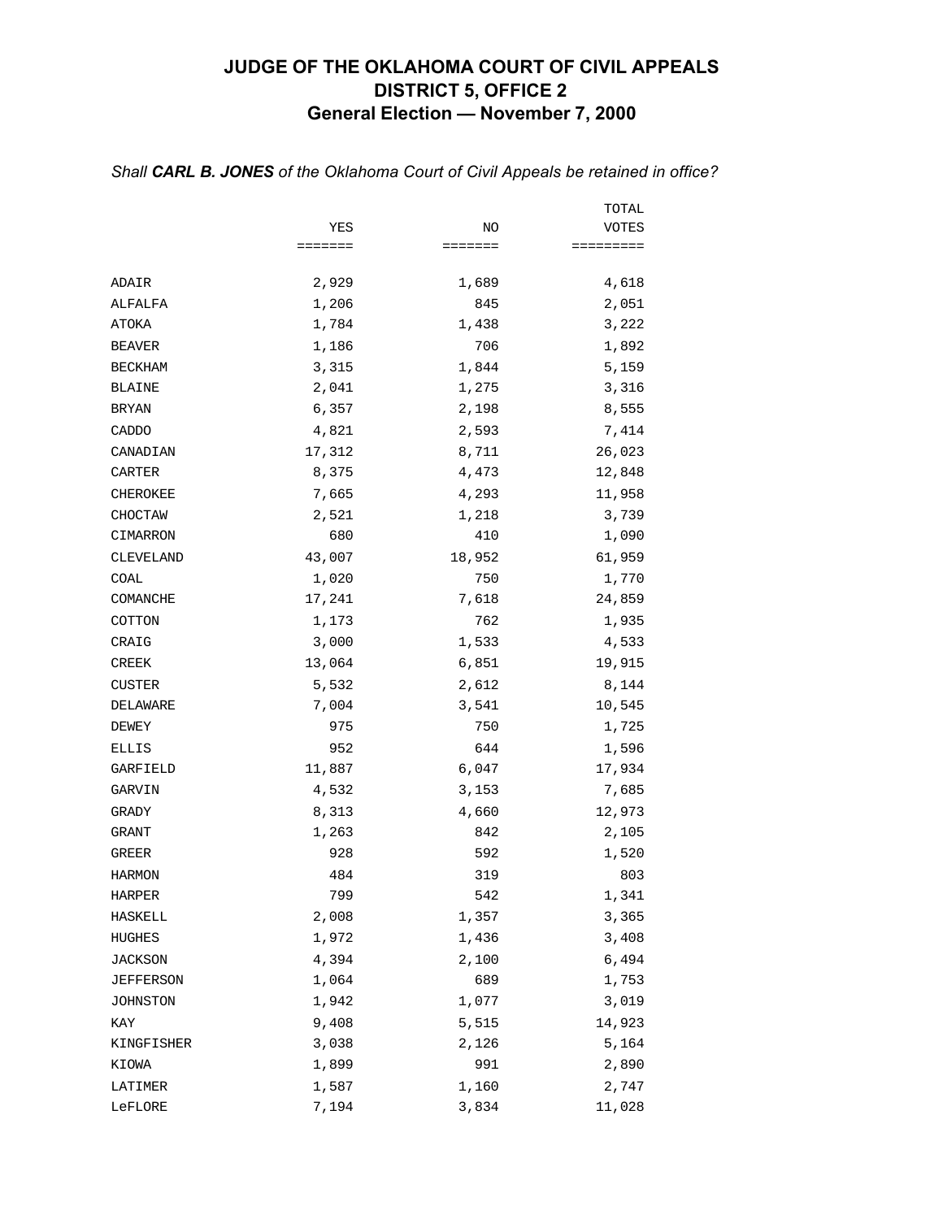# JUDGE OF THE OKLAHOMA COURT OF CIVIL APPEALS
## DISTRICT 5, OFFICE 2
### General Election — November 7, 2000

*Shall **CARL B. JONES** of the Oklahoma Court of Civil Appeals be retained in office?*

| | YES | NO | TOTAL VOTES |
|---|---:|---:|---:|
| ADAIR | 2,929 | 1,689 | 4,618 |
| ALFALFA | 1,206 | 845 | 2,051 |
| ATOKA | 1,784 | 1,438 | 3,222 |
| BEAVER | 1,186 | 706 | 1,892 |
| BECKHAM | 3,315 | 1,844 | 5,159 |
| BLAINE | 2,041 | 1,275 | 3,316 |
| BRYAN | 6,357 | 2,198 | 8,555 |
| CADDO | 4,821 | 2,593 | 7,414 |
| CANADIAN | 17,312 | 8,711 | 26,023 |
| CARTER | 8,375 | 4,473 | 12,848 |
| CHEROKEE | 7,665 | 4,293 | 11,958 |
| CHOCTAW | 2,521 | 1,218 | 3,739 |
| CIMARRON | 680 | 410 | 1,090 |
| CLEVELAND | 43,007 | 18,952 | 61,959 |
| COAL | 1,020 | 750 | 1,770 |
| COMANCHE | 17,241 | 7,618 | 24,859 |
| COTTON | 1,173 | 762 | 1,935 |
| CRAIG | 3,000 | 1,533 | 4,533 |
| CREEK | 13,064 | 6,851 | 19,915 |
| CUSTER | 5,532 | 2,612 | 8,144 |
| DELAWARE | 7,004 | 3,541 | 10,545 |
| DEWEY | 975 | 750 | 1,725 |
| ELLIS | 952 | 644 | 1,596 |
| GARFIELD | 11,887 | 6,047 | 17,934 |
| GARVIN | 4,532 | 3,153 | 7,685 |
| GRADY | 8,313 | 4,660 | 12,973 |
| GRANT | 1,263 | 842 | 2,105 |
| GREER | 928 | 592 | 1,520 |
| HARMON | 484 | 319 | 803 |
| HARPER | 799 | 542 | 1,341 |
| HASKELL | 2,008 | 1,357 | 3,365 |
| HUGHES | 1,972 | 1,436 | 3,408 |
| JACKSON | 4,394 | 2,100 | 6,494 |
| JEFFERSON | 1,064 | 689 | 1,753 |
| JOHNSTON | 1,942 | 1,077 | 3,019 |
| KAY | 9,408 | 5,515 | 14,923 |
| KINGFISHER | 3,038 | 2,126 | 5,164 |
| KIOWA | 1,899 | 991 | 2,890 |
| LATIMER | 1,587 | 1,160 | 2,747 |
| LeFLORE | 7,194 | 3,834 | 11,028 |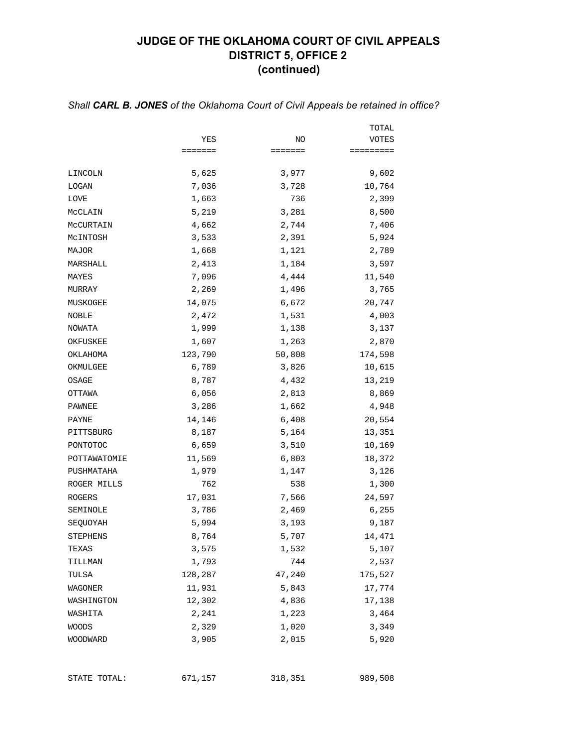# JUDGE OF THE OKLAHOMA COURT OF CIVIL APPEALS
## DISTRICT 5, OFFICE 2
## (continued)

*Shall **CARL B. JONES** of the Oklahoma Court of Civil Appeals be retained in office?*

| | YES | NO | TOTAL VOTES |
|---|---|---|---|
| LINCOLN | 5,625 | 3,977 | 9,602 |
| LOGAN | 7,036 | 3,728 | 10,764 |
| LOVE | 1,663 | 736 | 2,399 |
| McCLAIN | 5,219 | 3,281 | 8,500 |
| McCURTAIN | 4,662 | 2,744 | 7,406 |
| McINTOSH | 3,533 | 2,391 | 5,924 |
| MAJOR | 1,668 | 1,121 | 2,789 |
| MARSHALL | 2,413 | 1,184 | 3,597 |
| MAYES | 7,096 | 4,444 | 11,540 |
| MURRAY | 2,269 | 1,496 | 3,765 |
| MUSKOGEE | 14,075 | 6,672 | 20,747 |
| NOBLE | 2,472 | 1,531 | 4,003 |
| NOWATA | 1,999 | 1,138 | 3,137 |
| OKFUSKEE | 1,607 | 1,263 | 2,870 |
| OKLAHOMA | 123,790 | 50,808 | 174,598 |
| OKMULGEE | 6,789 | 3,826 | 10,615 |
| OSAGE | 8,787 | 4,432 | 13,219 |
| OTTAWA | 6,056 | 2,813 | 8,869 |
| PAWNEE | 3,286 | 1,662 | 4,948 |
| PAYNE | 14,146 | 6,408 | 20,554 |
| PITTSBURG | 8,187 | 5,164 | 13,351 |
| PONTOTOC | 6,659 | 3,510 | 10,169 |
| POTTAWATOMIE | 11,569 | 6,803 | 18,372 |
| PUSHMATAHA | 1,979 | 1,147 | 3,126 |
| ROGER MILLS | 762 | 538 | 1,300 |
| ROGERS | 17,031 | 7,566 | 24,597 |
| SEMINOLE | 3,786 | 2,469 | 6,255 |
| SEQUOYAH | 5,994 | 3,193 | 9,187 |
| STEPHENS | 8,764 | 5,707 | 14,471 |
| TEXAS | 3,575 | 1,532 | 5,107 |
| TILLMAN | 1,793 | 744 | 2,537 |
| TULSA | 128,287 | 47,240 | 175,527 |
| WAGONER | 11,931 | 5,843 | 17,774 |
| WASHINGTON | 12,302 | 4,836 | 17,138 |
| WASHITA | 2,241 | 1,223 | 3,464 |
| WOODS | 2,329 | 1,020 | 3,349 |
| WOODWARD | 3,905 | 2,015 | 5,920 |
| STATE TOTAL: | 671,157 | 318,351 | 989,508 |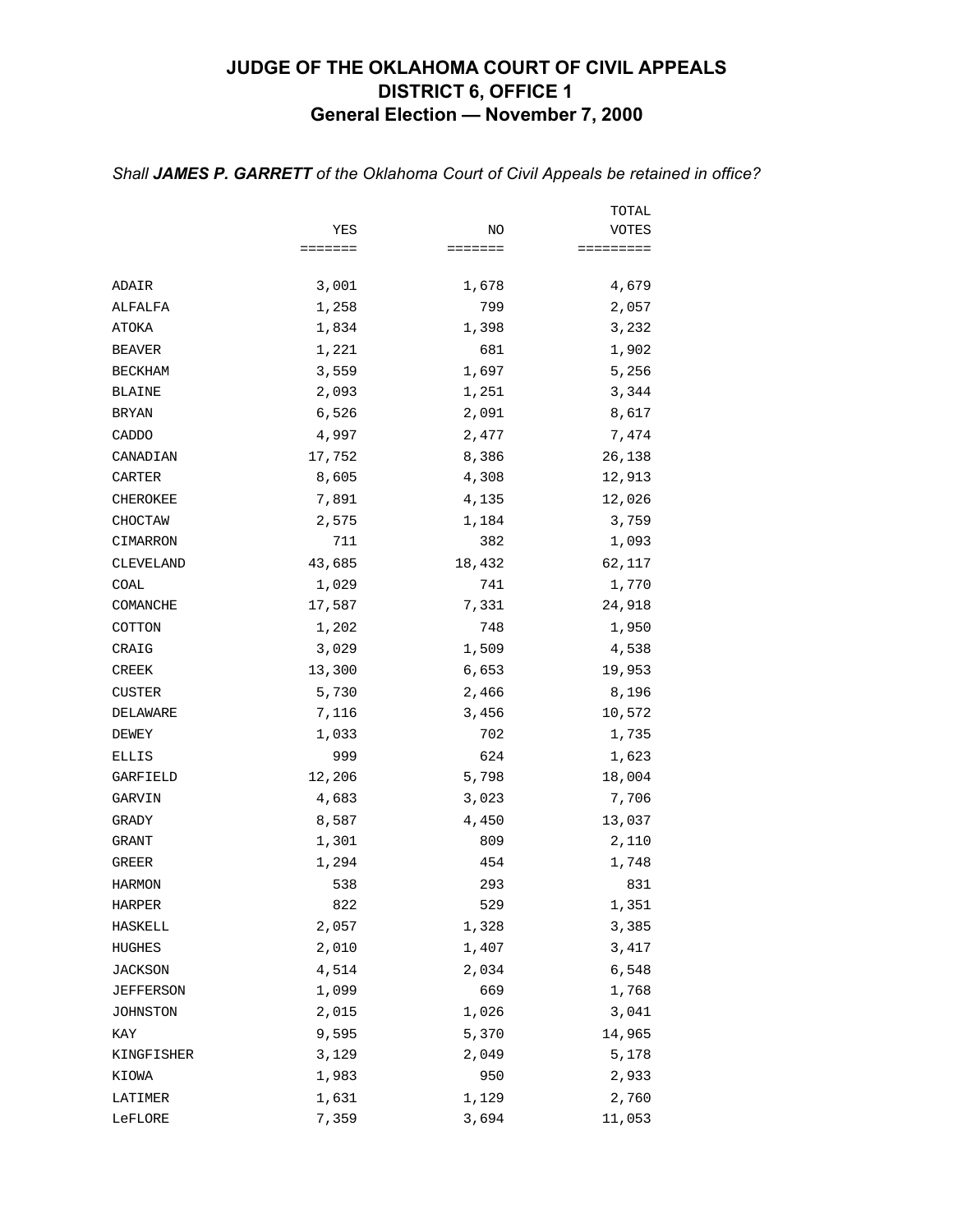# JUDGE OF THE OKLAHOMA COURT OF CIVIL APPEALS
## DISTRICT 6, OFFICE 1
## General Election — November 7, 2000

*Shall **JAMES P. GARRETT** of the Oklahoma Court of Civil Appeals be retained in office?*

| | YES | NO | TOTAL VOTES |
|---|---|---|---|
| ADAIR | 3,001 | 1,678 | 4,679 |
| ALFALFA | 1,258 | 799 | 2,057 |
| ATOKA | 1,834 | 1,398 | 3,232 |
| BEAVER | 1,221 | 681 | 1,902 |
| BECKHAM | 3,559 | 1,697 | 5,256 |
| BLAINE | 2,093 | 1,251 | 3,344 |
| BRYAN | 6,526 | 2,091 | 8,617 |
| CADDO | 4,997 | 2,477 | 7,474 |
| CANADIAN | 17,752 | 8,386 | 26,138 |
| CARTER | 8,605 | 4,308 | 12,913 |
| CHEROKEE | 7,891 | 4,135 | 12,026 |
| CHOCTAW | 2,575 | 1,184 | 3,759 |
| CIMARRON | 711 | 382 | 1,093 |
| CLEVELAND | 43,685 | 18,432 | 62,117 |
| COAL | 1,029 | 741 | 1,770 |
| COMANCHE | 17,587 | 7,331 | 24,918 |
| COTTON | 1,202 | 748 | 1,950 |
| CRAIG | 3,029 | 1,509 | 4,538 |
| CREEK | 13,300 | 6,653 | 19,953 |
| CUSTER | 5,730 | 2,466 | 8,196 |
| DELAWARE | 7,116 | 3,456 | 10,572 |
| DEWEY | 1,033 | 702 | 1,735 |
| ELLIS | 999 | 624 | 1,623 |
| GARFIELD | 12,206 | 5,798 | 18,004 |
| GARVIN | 4,683 | 3,023 | 7,706 |
| GRADY | 8,587 | 4,450 | 13,037 |
| GRANT | 1,301 | 809 | 2,110 |
| GREER | 1,294 | 454 | 1,748 |
| HARMON | 538 | 293 | 831 |
| HARPER | 822 | 529 | 1,351 |
| HASKELL | 2,057 | 1,328 | 3,385 |
| HUGHES | 2,010 | 1,407 | 3,417 |
| JACKSON | 4,514 | 2,034 | 6,548 |
| JEFFERSON | 1,099 | 669 | 1,768 |
| JOHNSTON | 2,015 | 1,026 | 3,041 |
| KAY | 9,595 | 5,370 | 14,965 |
| KINGFISHER | 3,129 | 2,049 | 5,178 |
| KIOWA | 1,983 | 950 | 2,933 |
| LATIMER | 1,631 | 1,129 | 2,760 |
| LeFLORE | 7,359 | 3,694 | 11,053 |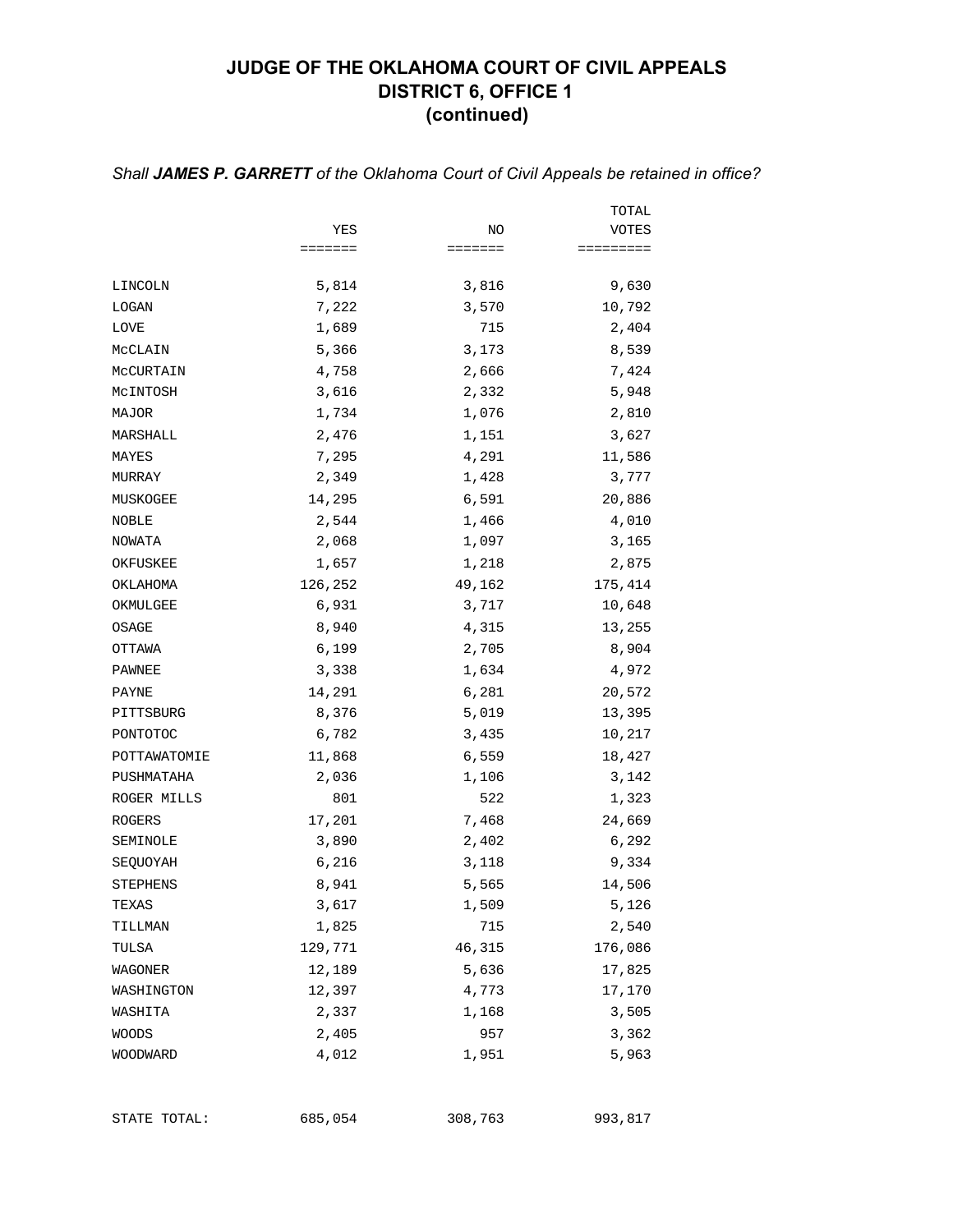# JUDGE OF THE OKLAHOMA COURT OF CIVIL APPEALS
# DISTRICT 6, OFFICE 1
# (continued)

*Shall **JAMES P. GARRETT** of the Oklahoma Court of Civil Appeals be retained in office?*

| | YES | NO | TOTAL VOTES |
|---|---|---|---|
| LINCOLN | 5,814 | 3,816 | 9,630 |
| LOGAN | 7,222 | 3,570 | 10,792 |
| LOVE | 1,689 | 715 | 2,404 |
| McCLAIN | 5,366 | 3,173 | 8,539 |
| McCURTAIN | 4,758 | 2,666 | 7,424 |
| McINTOSH | 3,616 | 2,332 | 5,948 |
| MAJOR | 1,734 | 1,076 | 2,810 |
| MARSHALL | 2,476 | 1,151 | 3,627 |
| MAYES | 7,295 | 4,291 | 11,586 |
| MURRAY | 2,349 | 1,428 | 3,777 |
| MUSKOGEE | 14,295 | 6,591 | 20,886 |
| NOBLE | 2,544 | 1,466 | 4,010 |
| NOWATA | 2,068 | 1,097 | 3,165 |
| OKFUSKEE | 1,657 | 1,218 | 2,875 |
| OKLAHOMA | 126,252 | 49,162 | 175,414 |
| OKMULGEE | 6,931 | 3,717 | 10,648 |
| OSAGE | 8,940 | 4,315 | 13,255 |
| OTTAWA | 6,199 | 2,705 | 8,904 |
| PAWNEE | 3,338 | 1,634 | 4,972 |
| PAYNE | 14,291 | 6,281 | 20,572 |
| PITTSBURG | 8,376 | 5,019 | 13,395 |
| PONTOTOC | 6,782 | 3,435 | 10,217 |
| POTTAWATOMIE | 11,868 | 6,559 | 18,427 |
| PUSHMATAHA | 2,036 | 1,106 | 3,142 |
| ROGER MILLS | 801 | 522 | 1,323 |
| ROGERS | 17,201 | 7,468 | 24,669 |
| SEMINOLE | 3,890 | 2,402 | 6,292 |
| SEQUOYAH | 6,216 | 3,118 | 9,334 |
| STEPHENS | 8,941 | 5,565 | 14,506 |
| TEXAS | 3,617 | 1,509 | 5,126 |
| TILLMAN | 1,825 | 715 | 2,540 |
| TULSA | 129,771 | 46,315 | 176,086 |
| WAGONER | 12,189 | 5,636 | 17,825 |
| WASHINGTON | 12,397 | 4,773 | 17,170 |
| WASHITA | 2,337 | 1,168 | 3,505 |
| WOODS | 2,405 | 957 | 3,362 |
| WOODWARD | 4,012 | 1,951 | 5,963 |
| STATE TOTAL: | 685,054 | 308,763 | 993,817 |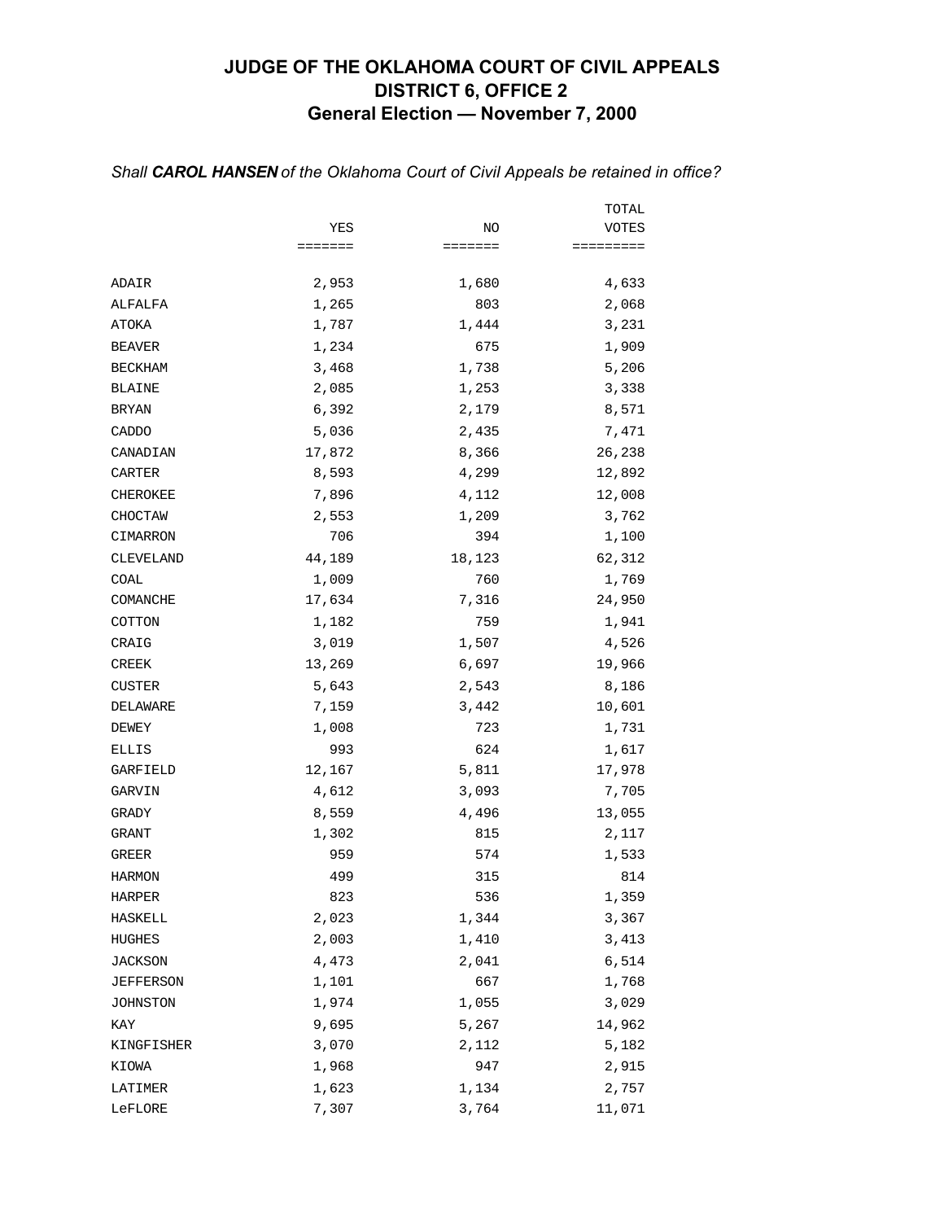# JUDGE OF THE OKLAHOMA COURT OF CIVIL APPEALS
## DISTRICT 6, OFFICE 2
## General Election — November 7, 2000

*Shall **CAROL HANSEN** of the Oklahoma Court of Civil Appeals be retained in office?*

| | YES | NO | TOTAL VOTES |
|---|---:|---:|---:|
| ADAIR | 2,953 | 1,680 | 4,633 |
| ALFALFA | 1,265 | 803 | 2,068 |
| ATOKA | 1,787 | 1,444 | 3,231 |
| BEAVER | 1,234 | 675 | 1,909 |
| BECKHAM | 3,468 | 1,738 | 5,206 |
| BLAINE | 2,085 | 1,253 | 3,338 |
| BRYAN | 6,392 | 2,179 | 8,571 |
| CADDO | 5,036 | 2,435 | 7,471 |
| CANADIAN | 17,872 | 8,366 | 26,238 |
| CARTER | 8,593 | 4,299 | 12,892 |
| CHEROKEE | 7,896 | 4,112 | 12,008 |
| CHOCTAW | 2,553 | 1,209 | 3,762 |
| CIMARRON | 706 | 394 | 1,100 |
| CLEVELAND | 44,189 | 18,123 | 62,312 |
| COAL | 1,009 | 760 | 1,769 |
| COMANCHE | 17,634 | 7,316 | 24,950 |
| COTTON | 1,182 | 759 | 1,941 |
| CRAIG | 3,019 | 1,507 | 4,526 |
| CREEK | 13,269 | 6,697 | 19,966 |
| CUSTER | 5,643 | 2,543 | 8,186 |
| DELAWARE | 7,159 | 3,442 | 10,601 |
| DEWEY | 1,008 | 723 | 1,731 |
| ELLIS | 993 | 624 | 1,617 |
| GARFIELD | 12,167 | 5,811 | 17,978 |
| GARVIN | 4,612 | 3,093 | 7,705 |
| GRADY | 8,559 | 4,496 | 13,055 |
| GRANT | 1,302 | 815 | 2,117 |
| GREER | 959 | 574 | 1,533 |
| HARMON | 499 | 315 | 814 |
| HARPER | 823 | 536 | 1,359 |
| HASKELL | 2,023 | 1,344 | 3,367 |
| HUGHES | 2,003 | 1,410 | 3,413 |
| JACKSON | 4,473 | 2,041 | 6,514 |
| JEFFERSON | 1,101 | 667 | 1,768 |
| JOHNSTON | 1,974 | 1,055 | 3,029 |
| KAY | 9,695 | 5,267 | 14,962 |
| KINGFISHER | 3,070 | 2,112 | 5,182 |
| KIOWA | 1,968 | 947 | 2,915 |
| LATIMER | 1,623 | 1,134 | 2,757 |
| LeFLORE | 7,307 | 3,764 | 11,071 |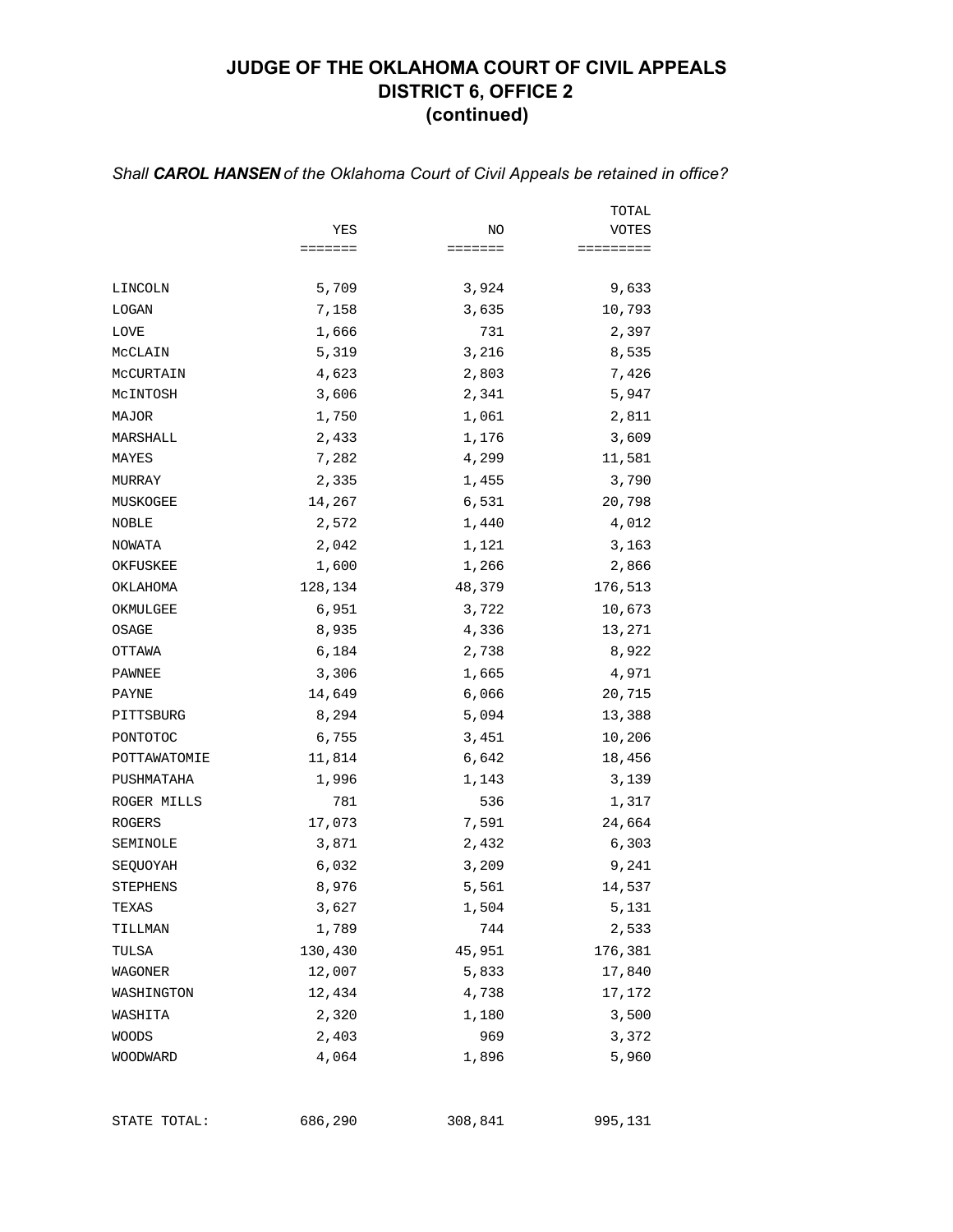# JUDGE OF THE OKLAHOMA COURT OF CIVIL APPEALS
# DISTRICT 6, OFFICE 2
# (continued)

*Shall **CAROL HANSEN** of the Oklahoma Court of Civil Appeals be retained in office?*

| | YES | NO | TOTAL VOTES |
|---|---|---|---|
| LINCOLN | 5,709 | 3,924 | 9,633 |
| LOGAN | 7,158 | 3,635 | 10,793 |
| LOVE | 1,666 | 731 | 2,397 |
| McCLAIN | 5,319 | 3,216 | 8,535 |
| McCURTAIN | 4,623 | 2,803 | 7,426 |
| McINTOSH | 3,606 | 2,341 | 5,947 |
| MAJOR | 1,750 | 1,061 | 2,811 |
| MARSHALL | 2,433 | 1,176 | 3,609 |
| MAYES | 7,282 | 4,299 | 11,581 |
| MURRAY | 2,335 | 1,455 | 3,790 |
| MUSKOGEE | 14,267 | 6,531 | 20,798 |
| NOBLE | 2,572 | 1,440 | 4,012 |
| NOWATA | 2,042 | 1,121 | 3,163 |
| OKFUSKEE | 1,600 | 1,266 | 2,866 |
| OKLAHOMA | 128,134 | 48,379 | 176,513 |
| OKMULGEE | 6,951 | 3,722 | 10,673 |
| OSAGE | 8,935 | 4,336 | 13,271 |
| OTTAWA | 6,184 | 2,738 | 8,922 |
| PAWNEE | 3,306 | 1,665 | 4,971 |
| PAYNE | 14,649 | 6,066 | 20,715 |
| PITTSBURG | 8,294 | 5,094 | 13,388 |
| PONTOTOC | 6,755 | 3,451 | 10,206 |
| POTTAWATOMIE | 11,814 | 6,642 | 18,456 |
| PUSHMATAHA | 1,996 | 1,143 | 3,139 |
| ROGER MILLS | 781 | 536 | 1,317 |
| ROGERS | 17,073 | 7,591 | 24,664 |
| SEMINOLE | 3,871 | 2,432 | 6,303 |
| SEQUOYAH | 6,032 | 3,209 | 9,241 |
| STEPHENS | 8,976 | 5,561 | 14,537 |
| TEXAS | 3,627 | 1,504 | 5,131 |
| TILLMAN | 1,789 | 744 | 2,533 |
| TULSA | 130,430 | 45,951 | 176,381 |
| WAGONER | 12,007 | 5,833 | 17,840 |
| WASHINGTON | 12,434 | 4,738 | 17,172 |
| WASHITA | 2,320 | 1,180 | 3,500 |
| WOODS | 2,403 | 969 | 3,372 |
| WOODWARD | 4,064 | 1,896 | 5,960 |
| STATE TOTAL: | 686,290 | 308,841 | 995,131 |